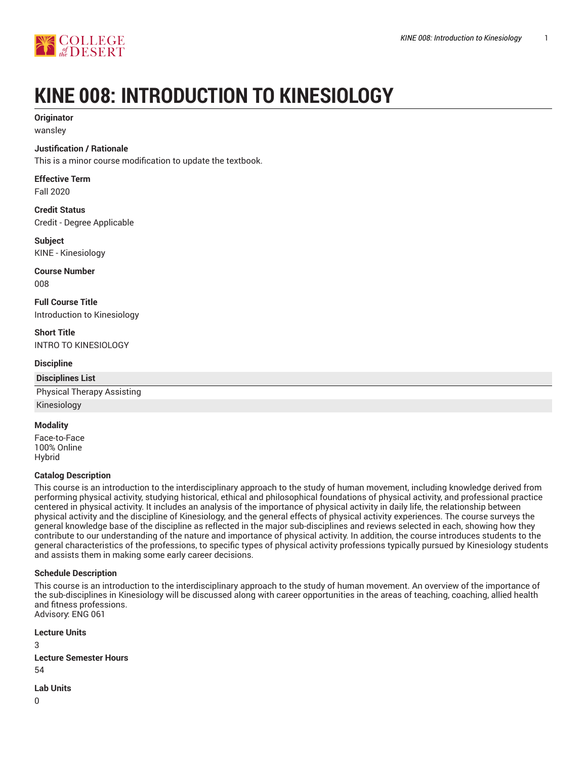# KINE 008: INTRODUCTION TO KINESIOLOGY

**Originator**
wansley

**Justification / Rationale**
This is a minor course modification to update the textbook.

**Effective Term**
Fall 2020

**Credit Status**
Credit - Degree Applicable

**Subject**
KINE - Kinesiology

**Course Number**
008

**Full Course Title**
Introduction to Kinesiology

**Short Title**
INTRO TO KINESIOLOGY

**Discipline**

| Disciplines List |
| --- |
| Physical Therapy Assisting |
| Kinesiology |

**Modality**
Face-to-Face
100% Online
Hybrid

**Catalog Description**
This course is an introduction to the interdisciplinary approach to the study of human movement, including knowledge derived from performing physical activity, studying historical, ethical and philosophical foundations of physical activity, and professional practice centered in physical activity. It includes an analysis of the importance of physical activity in daily life, the relationship between physical activity and the discipline of Kinesiology, and the general effects of physical activity experiences. The course surveys the general knowledge base of the discipline as reflected in the major sub-disciplines and reviews selected in each, showing how they contribute to our understanding of the nature and importance of physical activity. In addition, the course introduces students to the general characteristics of the professions, to specific types of physical activity professions typically pursued by Kinesiology students and assists them in making some early career decisions.

**Schedule Description**
This course is an introduction to the interdisciplinary approach to the study of human movement. An overview of the importance of the sub-disciplines in Kinesiology will be discussed along with career opportunities in the areas of teaching, coaching, allied health and fitness professions.
Advisory: ENG 061

**Lecture Units**
3

**Lecture Semester Hours**
54

**Lab Units**
0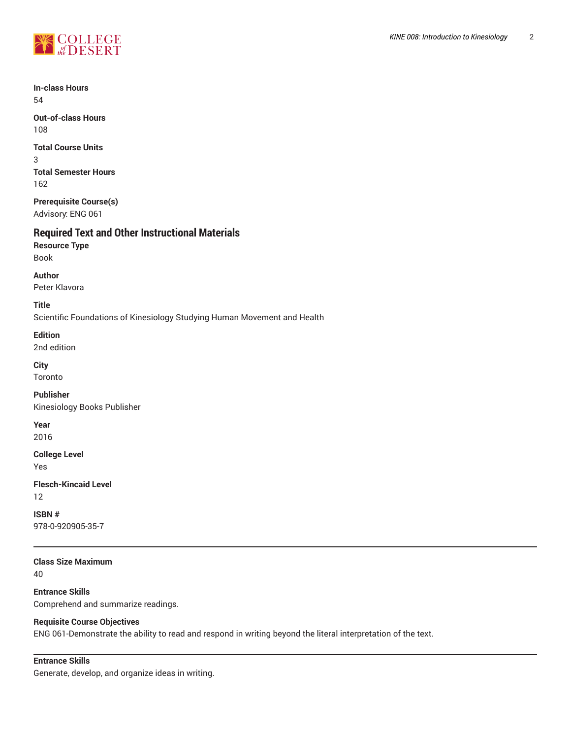**In-class Hours**
54

**Out-of-class Hours**
108

**Total Course Units**
3

**Total Semester Hours**
162

**Prerequisite Course(s)**
Advisory: ENG 061

## Required Text and Other Instructional Materials

**Resource Type**
Book

**Author**
Peter Klavora

**Title**
Scientific Foundations of Kinesiology Studying Human Movement and Health

**Edition**
2nd edition

**City**
Toronto

**Publisher**
Kinesiology Books Publisher

**Year**
2016

**College Level**
Yes

**Flesch-Kincaid Level**
12

**ISBN #**
978-0-920905-35-7

---

**Class Size Maximum**
40

**Entrance Skills**
Comprehend and summarize readings.

**Requisite Course Objectives**
ENG 061-Demonstrate the ability to read and respond in writing beyond the literal interpretation of the text.

---

**Entrance Skills**
Generate, develop, and organize ideas in writing.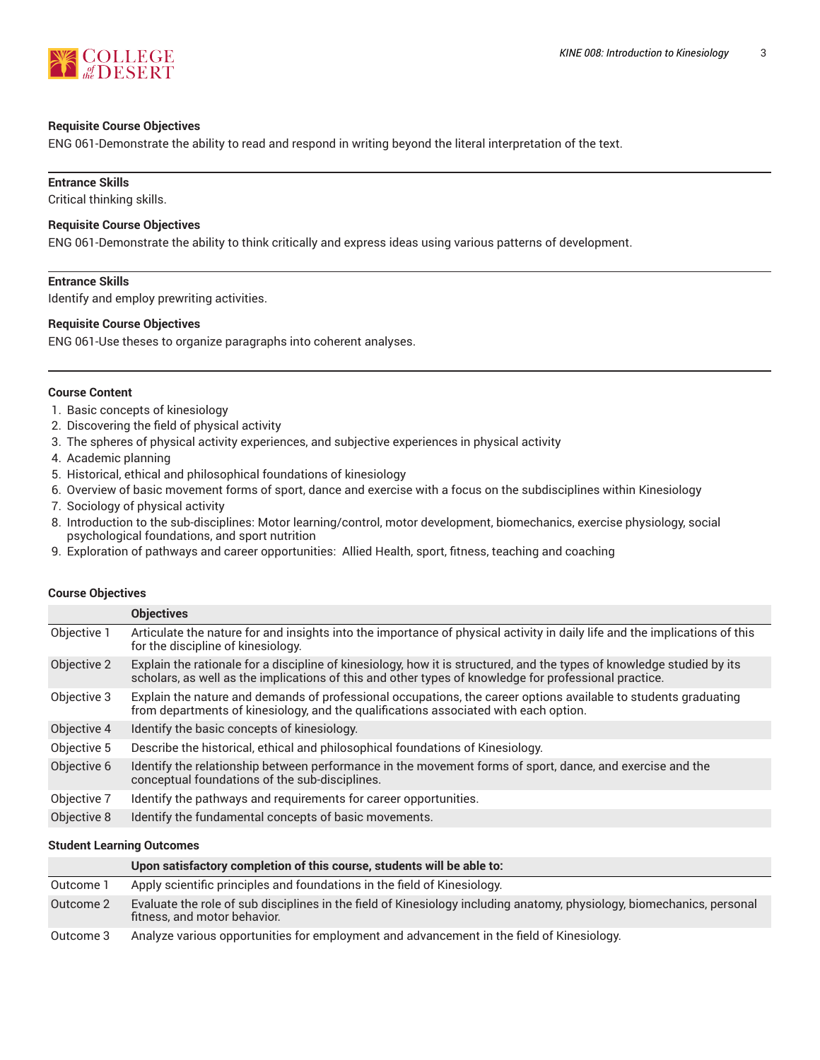**Requisite Course Objectives**

ENG 061-Demonstrate the ability to read and respond in writing beyond the literal interpretation of the text.

**Entrance Skills**

Critical thinking skills.

**Requisite Course Objectives**

ENG 061-Demonstrate the ability to think critically and express ideas using various patterns of development.

**Entrance Skills**

Identify and employ prewriting activities.

**Requisite Course Objectives**

ENG 061-Use theses to organize paragraphs into coherent analyses.

**Course Content**

1. Basic concepts of kinesiology
2. Discovering the field of physical activity
3. The spheres of physical activity experiences, and subjective experiences in physical activity
4. Academic planning
5. Historical, ethical and philosophical foundations of kinesiology
6. Overview of basic movement forms of sport, dance and exercise with a focus on the subdisciplines within Kinesiology
7. Sociology of physical activity
8. Introduction to the sub-disciplines: Motor learning/control, motor development, biomechanics, exercise physiology, social psychological foundations, and sport nutrition
9. Exploration of pathways and career opportunities: Allied Health, sport, fitness, teaching and coaching

**Course Objectives**

| | Objectives |
|---|---|
| Objective 1 | Articulate the nature for and insights into the importance of physical activity in daily life and the implications of this for the discipline of kinesiology. |
| Objective 2 | Explain the rationale for a discipline of kinesiology, how it is structured, and the types of knowledge studied by its scholars, as well as the implications of this and other types of knowledge for professional practice. |
| Objective 3 | Explain the nature and demands of professional occupations, the career options available to students graduating from departments of kinesiology, and the qualifications associated with each option. |
| Objective 4 | Identify the basic concepts of kinesiology. |
| Objective 5 | Describe the historical, ethical and philosophical foundations of Kinesiology. |
| Objective 6 | Identify the relationship between performance in the movement forms of sport, dance, and exercise and the conceptual foundations of the sub-disciplines. |
| Objective 7 | Identify the pathways and requirements for career opportunities. |
| Objective 8 | Identify the fundamental concepts of basic movements. |

**Student Learning Outcomes**

| | Upon satisfactory completion of this course, students will be able to: |
|---|---|
| Outcome 1 | Apply scientific principles and foundations in the field of Kinesiology. |
| Outcome 2 | Evaluate the role of sub disciplines in the field of Kinesiology including anatomy, physiology, biomechanics, personal fitness, and motor behavior. |
| Outcome 3 | Analyze various opportunities for employment and advancement in the field of Kinesiology. |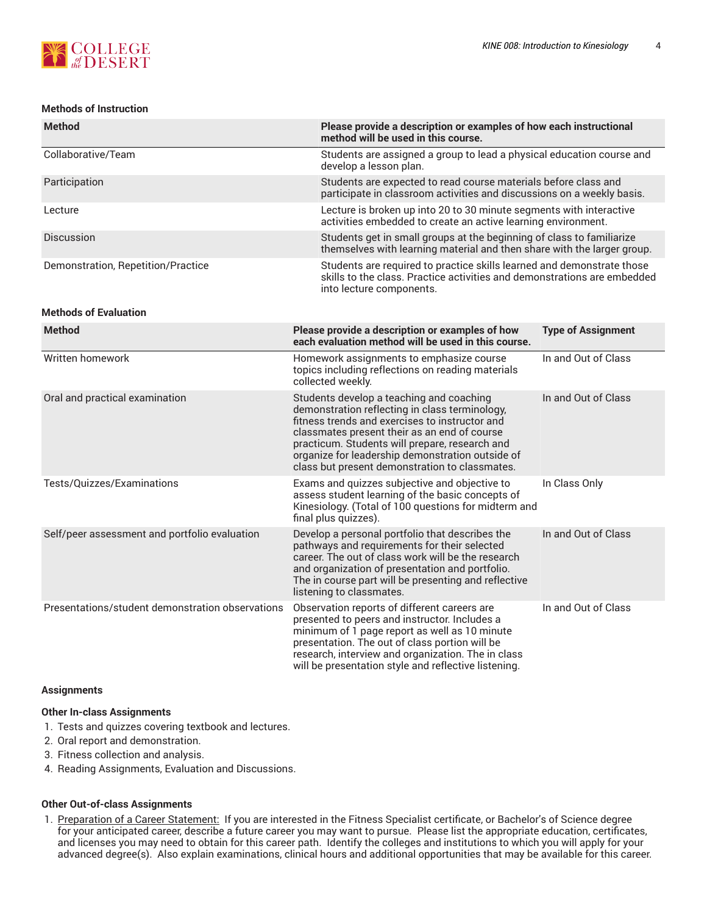#### Methods of Instruction

| Method | Please provide a description or examples of how each instructional method will be used in this course. |
|---|---|
| Collaborative/Team | Students are assigned a group to lead a physical education course and develop a lesson plan. |
| Participation | Students are expected to read course materials before class and participate in classroom activities and discussions on a weekly basis. |
| Lecture | Lecture is broken up into 20 to 30 minute segments with interactive activities embedded to create an active learning environment. |
| Discussion | Students get in small groups at the beginning of class to familiarize themselves with learning material and then share with the larger group. |
| Demonstration, Repetition/Practice | Students are required to practice skills learned and demonstrate those skills to the class. Practice activities and demonstrations are embedded into lecture components. |

#### Methods of Evaluation

| Method | Please provide a description or examples of how each evaluation method will be used in this course. | Type of Assignment |
|---|---|---|
| Written homework | Homework assignments to emphasize course topics including reflections on reading materials collected weekly. | In and Out of Class |
| Oral and practical examination | Students develop a teaching and coaching demonstration reflecting in class terminology, fitness trends and exercises to instructor and classmates present their as an end of course practicum. Students will prepare, research and organize for leadership demonstration outside of class but present demonstration to classmates. | In and Out of Class |
| Tests/Quizzes/Examinations | Exams and quizzes subjective and objective to assess student learning of the basic concepts of Kinesiology. (Total of 100 questions for midterm and final plus quizzes). | In Class Only |
| Self/peer assessment and portfolio evaluation | Develop a personal portfolio that describes the pathways and requirements for their selected career. The out of class work will be the research and organization of presentation and portfolio. The in course part will be presenting and reflective listening to classmates. | In and Out of Class |
| Presentations/student demonstration observations | Observation reports of different careers are presented to peers and instructor. Includes a minimum of 1 page report as well as 10 minute presentation. The out of class portion will be research, interview and organization. The in class will be presentation style and reflective listening. | In and Out of Class |

#### Assignments

**Other In-class Assignments**

1. Tests and quizzes covering textbook and lectures.
2. Oral report and demonstration.
3. Fitness collection and analysis.
4. Reading Assignments, Evaluation and Discussions.

**Other Out-of-class Assignments**

1. Preparation of a Career Statement: If you are interested in the Fitness Specialist certificate, or Bachelor's of Science degree for your anticipated career, describe a future career you may want to pursue. Please list the appropriate education, certificates, and licenses you may need to obtain for this career path. Identify the colleges and institutions to which you will apply for your advanced degree(s). Also explain examinations, clinical hours and additional opportunities that may be available for this career.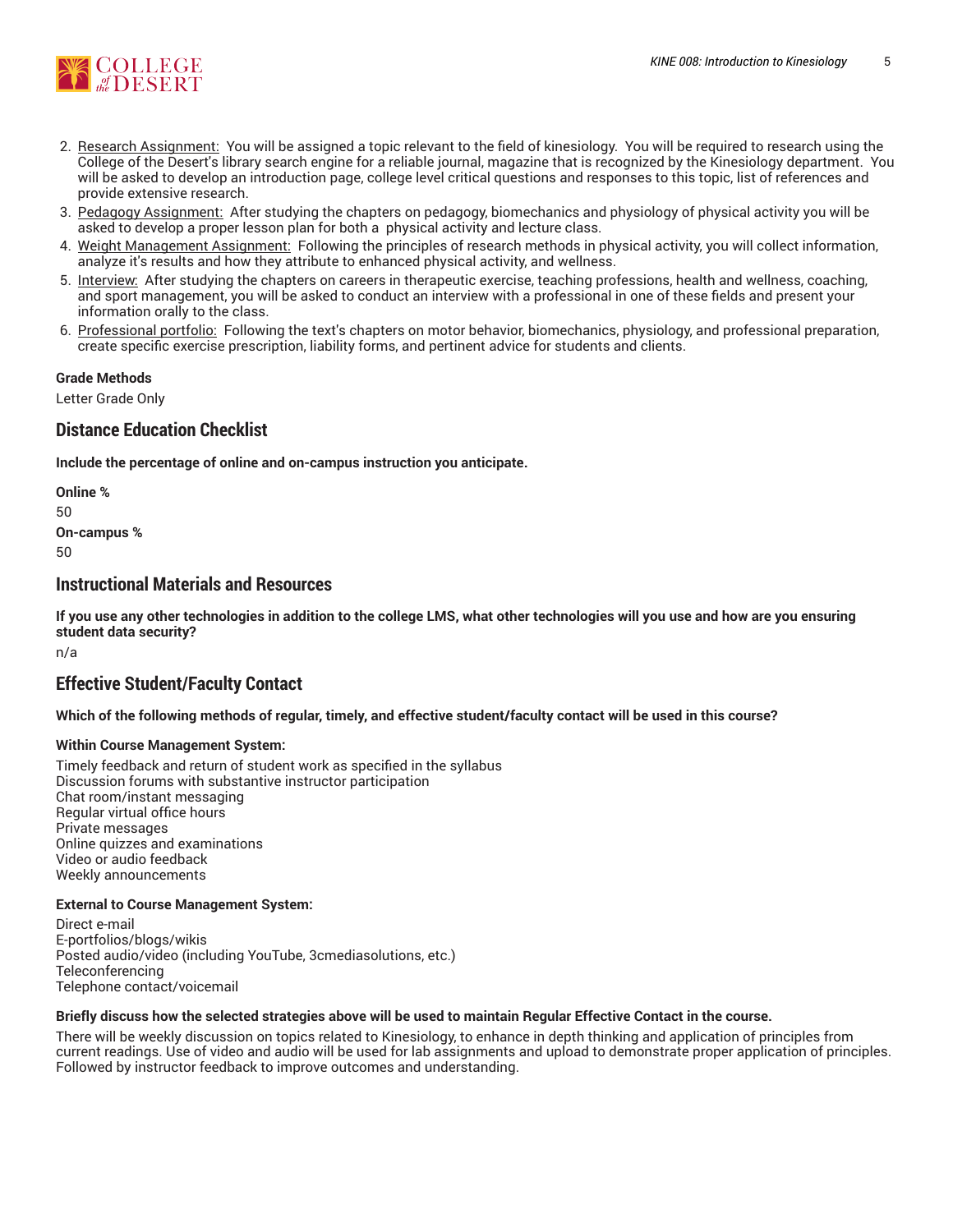2. Research Assignment: You will be assigned a topic relevant to the field of kinesiology. You will be required to research using the College of the Desert's library search engine for a reliable journal, magazine that is recognized by the Kinesiology department. You will be asked to develop an introduction page, college level critical questions and responses to this topic, list of references and provide extensive research.
3. Pedagogy Assignment: After studying the chapters on pedagogy, biomechanics and physiology of physical activity you will be asked to develop a proper lesson plan for both a physical activity and lecture class.
4. Weight Management Assignment: Following the principles of research methods in physical activity, you will collect information, analyze it's results and how they attribute to enhanced physical activity, and wellness.
5. Interview: After studying the chapters on careers in therapeutic exercise, teaching professions, health and wellness, coaching, and sport management, you will be asked to conduct an interview with a professional in one of these fields and present your information orally to the class.
6. Professional portfolio: Following the text's chapters on motor behavior, biomechanics, physiology, and professional preparation, create specific exercise prescription, liability forms, and pertinent advice for students and clients.

**Grade Methods**

Letter Grade Only

## Distance Education Checklist

**Include the percentage of online and on-campus instruction you anticipate.**

**Online %**

50

**On-campus %**

50

## Instructional Materials and Resources

**If you use any other technologies in addition to the college LMS, what other technologies will you use and how are you ensuring student data security?**

n/a

## Effective Student/Faculty Contact

**Which of the following methods of regular, timely, and effective student/faculty contact will be used in this course?**

**Within Course Management System:**

Timely feedback and return of student work as specified in the syllabus
Discussion forums with substantive instructor participation
Chat room/instant messaging
Regular virtual office hours
Private messages
Online quizzes and examinations
Video or audio feedback
Weekly announcements

**External to Course Management System:**

Direct e-mail
E-portfolios/blogs/wikis
Posted audio/video (including YouTube, 3cmediasolutions, etc.)
Teleconferencing
Telephone contact/voicemail

**Briefly discuss how the selected strategies above will be used to maintain Regular Effective Contact in the course.**

There will be weekly discussion on topics related to Kinesiology, to enhance in depth thinking and application of principles from current readings. Use of video and audio will be used for lab assignments and upload to demonstrate proper application of principles. Followed by instructor feedback to improve outcomes and understanding.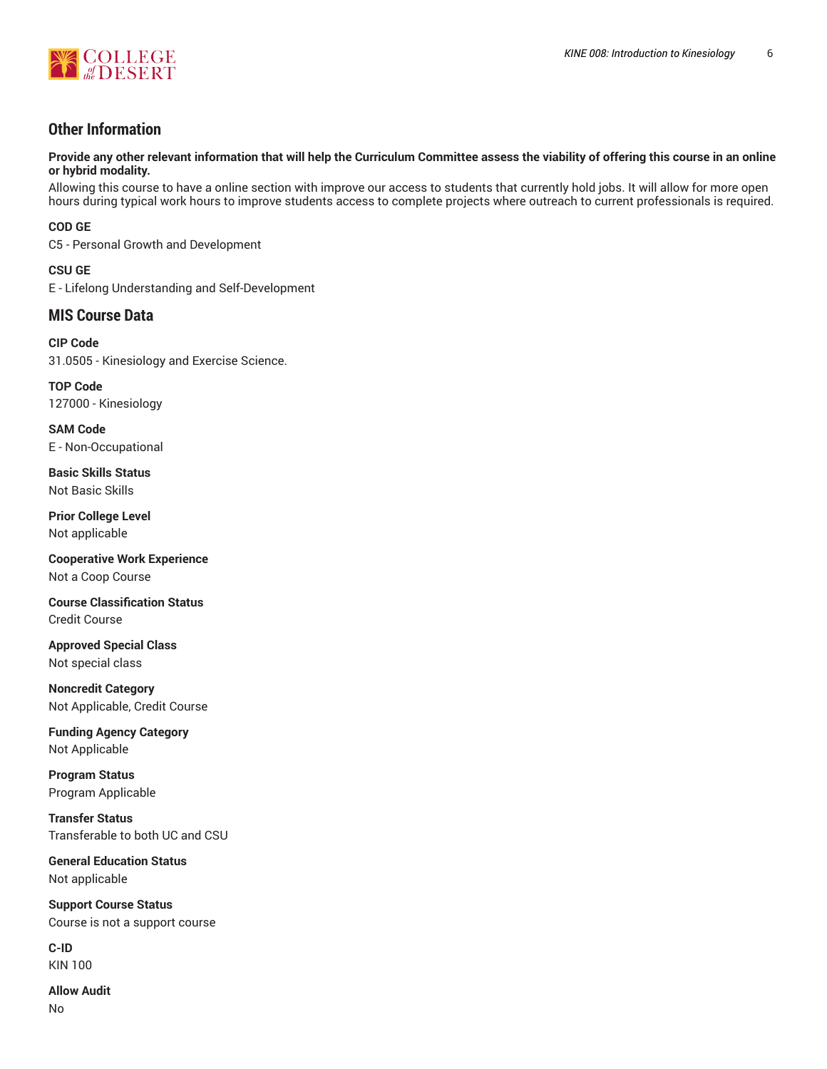## Other Information

**Provide any other relevant information that will help the Curriculum Committee assess the viability of offering this course in an online or hybrid modality.**

Allowing this course to have a online section with improve our access to students that currently hold jobs. It will allow for more open hours during typical work hours to improve students access to complete projects where outreach to current professionals is required.

**COD GE**

C5 - Personal Growth and Development

**CSU GE**

E - Lifelong Understanding and Self-Development

## MIS Course Data

**CIP Code**

31.0505 - Kinesiology and Exercise Science.

**TOP Code**

127000 - Kinesiology

**SAM Code**

E - Non-Occupational

**Basic Skills Status**

Not Basic Skills

**Prior College Level**

Not applicable

**Cooperative Work Experience**

Not a Coop Course

**Course Classification Status**

Credit Course

**Approved Special Class**

Not special class

**Noncredit Category**

Not Applicable, Credit Course

**Funding Agency Category**

Not Applicable

**Program Status**

Program Applicable

**Transfer Status**

Transferable to both UC and CSU

**General Education Status**

Not applicable

**Support Course Status**

Course is not a support course

**C-ID**

KIN 100

**Allow Audit**

No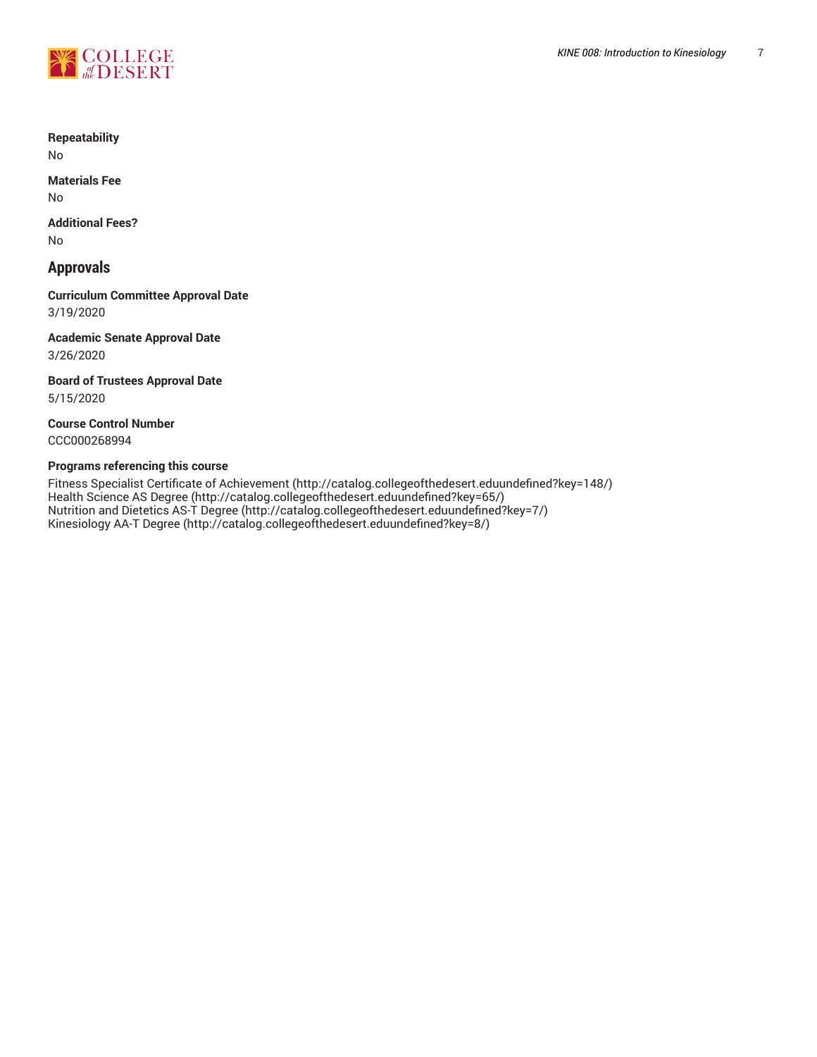**Repeatability**

No

**Materials Fee**

No

**Additional Fees?**

No

## Approvals

**Curriculum Committee Approval Date**

3/19/2020

**Academic Senate Approval Date**

3/26/2020

**Board of Trustees Approval Date**

5/15/2020

**Course Control Number**

CCC000268994

**Programs referencing this course**

Fitness Specialist Certificate of Achievement (http://catalog.collegeofthedesert.eduundefined?key=148/)
Health Science AS Degree (http://catalog.collegeofthedesert.eduundefined?key=65/)
Nutrition and Dietetics AS-T Degree (http://catalog.collegeofthedesert.eduundefined?key=7/)
Kinesiology AA-T Degree (http://catalog.collegeofthedesert.eduundefined?key=8/)